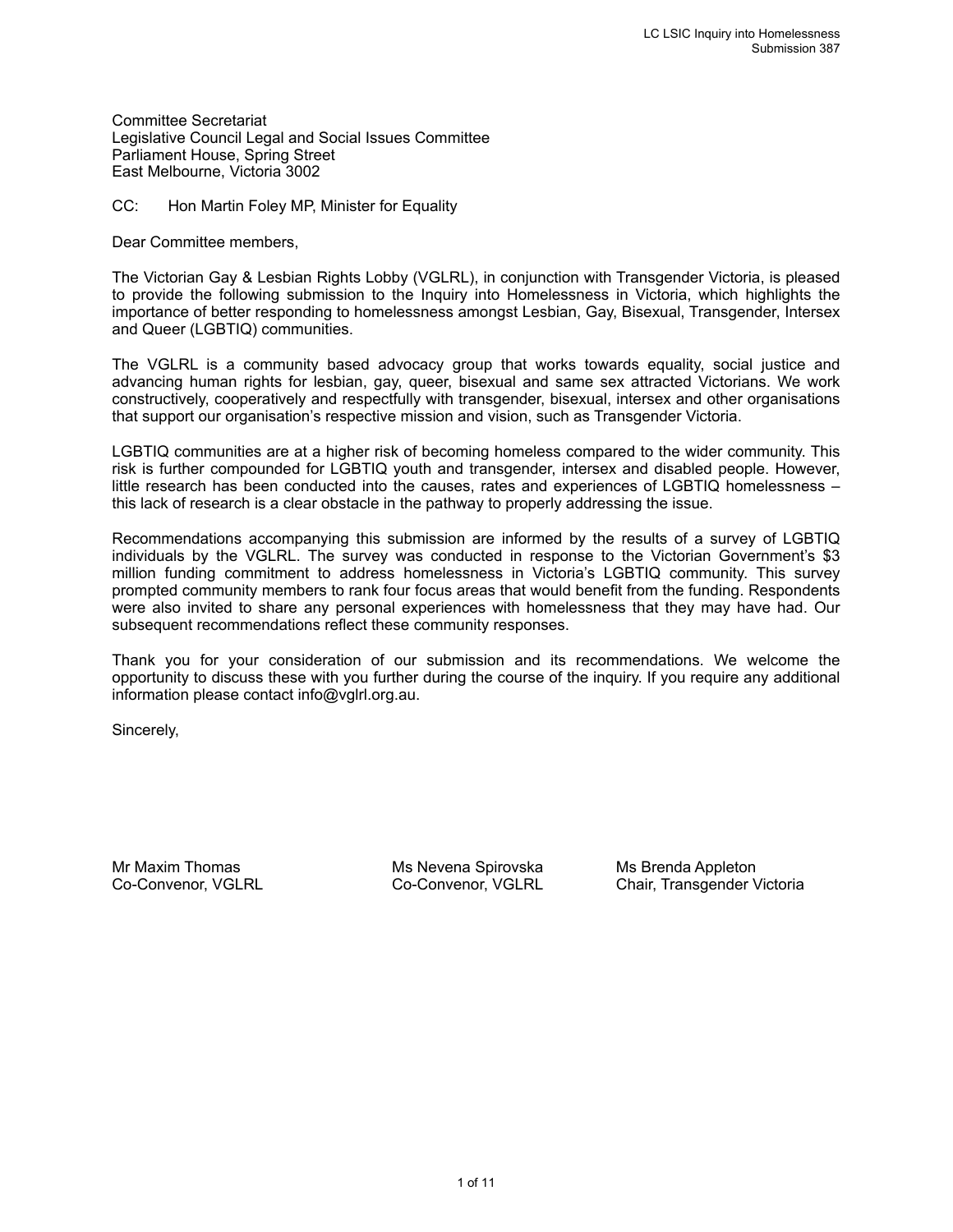Committee Secretariat
Legislative Council Legal and Social Issues Committee
Parliament House, Spring Street
East Melbourne, Victoria 3002

CC: Hon Martin Foley MP, Minister for Equality

Dear Committee members,

The Victorian Gay & Lesbian Rights Lobby (VGLRL), in conjunction with Transgender Victoria, is pleased to provide the following submission to the Inquiry into Homelessness in Victoria, which highlights the importance of better responding to homelessness amongst Lesbian, Gay, Bisexual, Transgender, Intersex and Queer (LGBTIQ) communities.

The VGLRL is a community based advocacy group that works towards equality, social justice and advancing human rights for lesbian, gay, queer, bisexual and same sex attracted Victorians. We work constructively, cooperatively and respectfully with transgender, bisexual, intersex and other organisations that support our organisation's respective mission and vision, such as Transgender Victoria.

LGBTIQ communities are at a higher risk of becoming homeless compared to the wider community. This risk is further compounded for LGBTIQ youth and transgender, intersex and disabled people. However, little research has been conducted into the causes, rates and experiences of LGBTIQ homelessness – this lack of research is a clear obstacle in the pathway to properly addressing the issue.

Recommendations accompanying this submission are informed by the results of a survey of LGBTIQ individuals by the VGLRL. The survey was conducted in response to the Victorian Government's $3 million funding commitment to address homelessness in Victoria's LGBTIQ community. This survey prompted community members to rank four focus areas that would benefit from the funding. Respondents were also invited to share any personal experiences with homelessness that they may have had. Our subsequent recommendations reflect these community responses.

Thank you for your consideration of our submission and its recommendations. We welcome the opportunity to discuss these with you further during the course of the inquiry. If you require any additional information please contact info@vglrl.org.au.

Sincerely,

Mr Maxim Thomas
Co-Convenor, VGLRL

Ms Nevena Spirovska
Co-Convenor, VGLRL

Ms Brenda Appleton
Chair, Transgender Victoria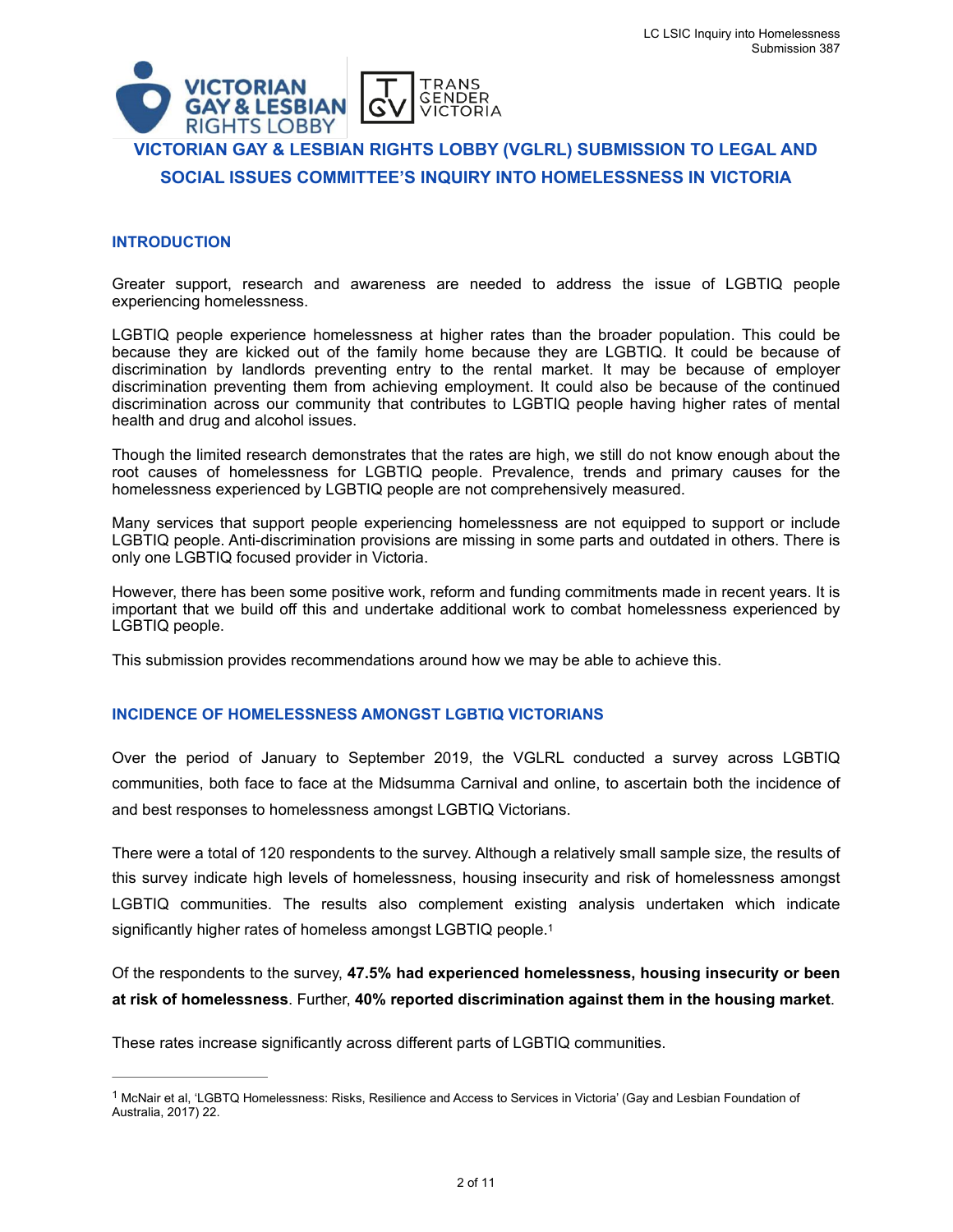# VICTORIAN GAY & LESBIAN RIGHTS LOBBY (VGLRL) SUBMISSION TO LEGAL AND SOCIAL ISSUES COMMITTEE'S INQUIRY INTO HOMELESSNESS IN VICTORIA

## INTRODUCTION

Greater support, research and awareness are needed to address the issue of LGBTIQ people experiencing homelessness.

LGBTIQ people experience homelessness at higher rates than the broader population. This could be because they are kicked out of the family home because they are LGBTIQ. It could be because of discrimination by landlords preventing entry to the rental market. It may be because of employer discrimination preventing them from achieving employment. It could also be because of the continued discrimination across our community that contributes to LGBTIQ people having higher rates of mental health and drug and alcohol issues.

Though the limited research demonstrates that the rates are high, we still do not know enough about the root causes of homelessness for LGBTIQ people. Prevalence, trends and primary causes for the homelessness experienced by LGBTIQ people are not comprehensively measured.

Many services that support people experiencing homelessness are not equipped to support or include LGBTIQ people. Anti-discrimination provisions are missing in some parts and outdated in others. There is only one LGBTIQ focused provider in Victoria.

However, there has been some positive work, reform and funding commitments made in recent years. It is important that we build off this and undertake additional work to combat homelessness experienced by LGBTIQ people.

This submission provides recommendations around how we may be able to achieve this.

## INCIDENCE OF HOMELESSNESS AMONGST LGBTIQ VICTORIANS

Over the period of January to September 2019, the VGLRL conducted a survey across LGBTIQ communities, both face to face at the Midsumma Carnival and online, to ascertain both the incidence of and best responses to homelessness amongst LGBTIQ Victorians.

There were a total of 120 respondents to the survey. Although a relatively small sample size, the results of this survey indicate high levels of homelessness, housing insecurity and risk of homelessness amongst LGBTIQ communities. The results also complement existing analysis undertaken which indicate significantly higher rates of homeless amongst LGBTIQ people.[1]

Of the respondents to the survey, **47.5% had experienced homelessness, housing insecurity or been at risk of homelessness**. Further, **40% reported discrimination against them in the housing market**.

These rates increase significantly across different parts of LGBTIQ communities.

---

[1] McNair et al, 'LGBTQ Homelessness: Risks, Resilience and Access to Services in Victoria' (Gay and Lesbian Foundation of Australia, 2017) 22.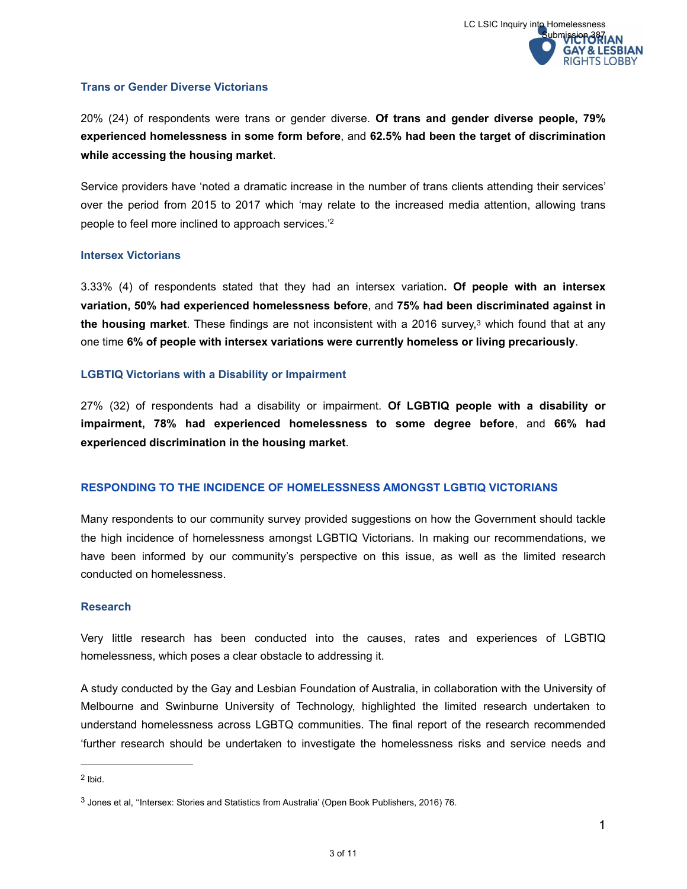### Trans or Gender Diverse Victorians

20% (24) of respondents were trans or gender diverse. **Of trans and gender diverse people, 79% experienced homelessness in some form before**, and **62.5% had been the target of discrimination while accessing the housing market**.

Service providers have 'noted a dramatic increase in the number of trans clients attending their services' over the period from 2015 to 2017 which 'may relate to the increased media attention, allowing trans people to feel more inclined to approach services.'[2]

### Intersex Victorians

3.33% (4) of respondents stated that they had an intersex variation**. Of people with an intersex variation, 50% had experienced homelessness before**, and **75% had been discriminated against in the housing market**. These findings are not inconsistent with a 2016 survey,[3] which found that at any one time **6% of people with intersex variations were currently homeless or living precariously**.

### LGBTIQ Victorians with a Disability or Impairment

27% (32) of respondents had a disability or impairment. **Of LGBTIQ people with a disability or impairment, 78% had experienced homelessness to some degree before**, and **66% had experienced discrimination in the housing market**.

## RESPONDING TO THE INCIDENCE OF HOMELESSNESS AMONGST LGBTIQ VICTORIANS

Many respondents to our community survey provided suggestions on how the Government should tackle the high incidence of homelessness amongst LGBTIQ Victorians. In making our recommendations, we have been informed by our community's perspective on this issue, as well as the limited research conducted on homelessness.

### Research

Very little research has been conducted into the causes, rates and experiences of LGBTIQ homelessness, which poses a clear obstacle to addressing it.

A study conducted by the Gay and Lesbian Foundation of Australia, in collaboration with the University of Melbourne and Swinburne University of Technology, highlighted the limited research undertaken to understand homelessness across LGBTQ communities. The final report of the research recommended 'further research should be undertaken to investigate the homelessness risks and service needs and

---

[2] Ibid.

[3] Jones et al, ''Intersex: Stories and Statistics from Australia' (Open Book Publishers, 2016) 76.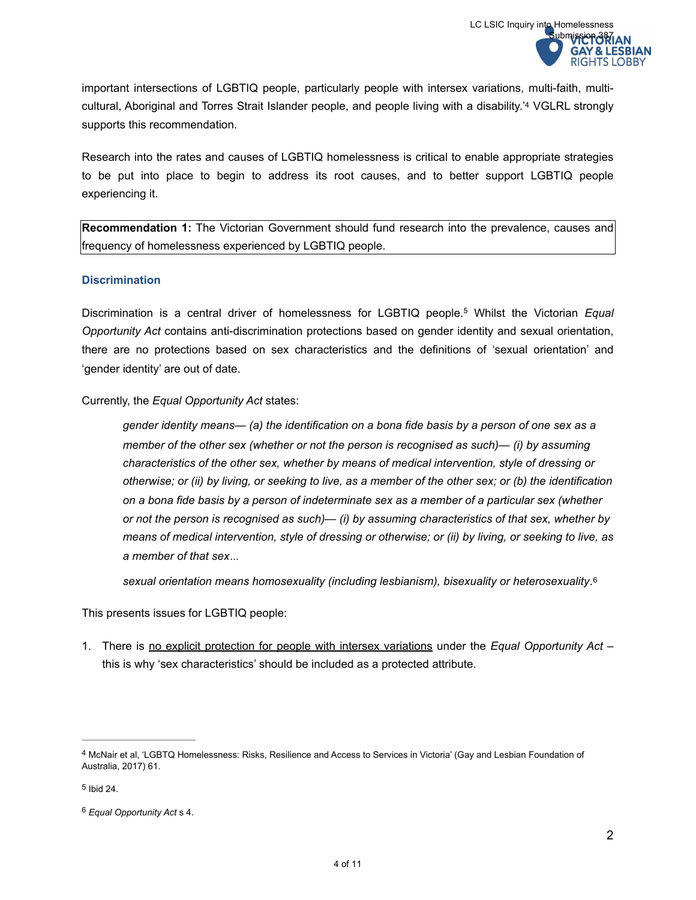important intersections of LGBTIQ people, particularly people with intersex variations, multi-faith, multi-cultural, Aboriginal and Torres Strait Islander people, and people living with a disability.'[4] VGLRL strongly supports this recommendation.

Research into the rates and causes of LGBTIQ homelessness is critical to enable appropriate strategies to be put into place to begin to address its root causes, and to better support LGBTIQ people experiencing it.

> **Recommendation 1:** The Victorian Government should fund research into the prevalence, causes and frequency of homelessness experienced by LGBTIQ people.

### Discrimination

Discrimination is a central driver of homelessness for LGBTIQ people.[5] Whilst the Victorian *Equal Opportunity Act* contains anti-discrimination protections based on gender identity and sexual orientation, there are no protections based on sex characteristics and the definitions of 'sexual orientation' and 'gender identity' are out of date.

Currently, the *Equal Opportunity Act* states:

> *gender identity means— (a) the identification on a bona fide basis by a person of one sex as a member of the other sex (whether or not the person is recognised as such)— (i) by assuming characteristics of the other sex, whether by means of medical intervention, style of dressing or otherwise; or (ii) by living, or seeking to live, as a member of the other sex; or (b) the identification on a bona fide basis by a person of indeterminate sex as a member of a particular sex (whether or not the person is recognised as such)— (i) by assuming characteristics of that sex, whether by means of medical intervention, style of dressing or otherwise; or (ii) by living, or seeking to live, as a member of that sex...*
>
> *sexual orientation means homosexuality (including lesbianism), bisexuality or heterosexuality.*[6]

This presents issues for LGBTIQ people:

1. There is <u>no explicit protection for people with intersex variations</u> under the *Equal Opportunity Act* – this is why 'sex characteristics' should be included as a protected attribute.

---

[4] McNair et al, 'LGBTQ Homelessness: Risks, Resilience and Access to Services in Victoria' (Gay and Lesbian Foundation of Australia, 2017) 61.

[5] Ibid 24.

[6] *Equal Opportunity Act* s 4.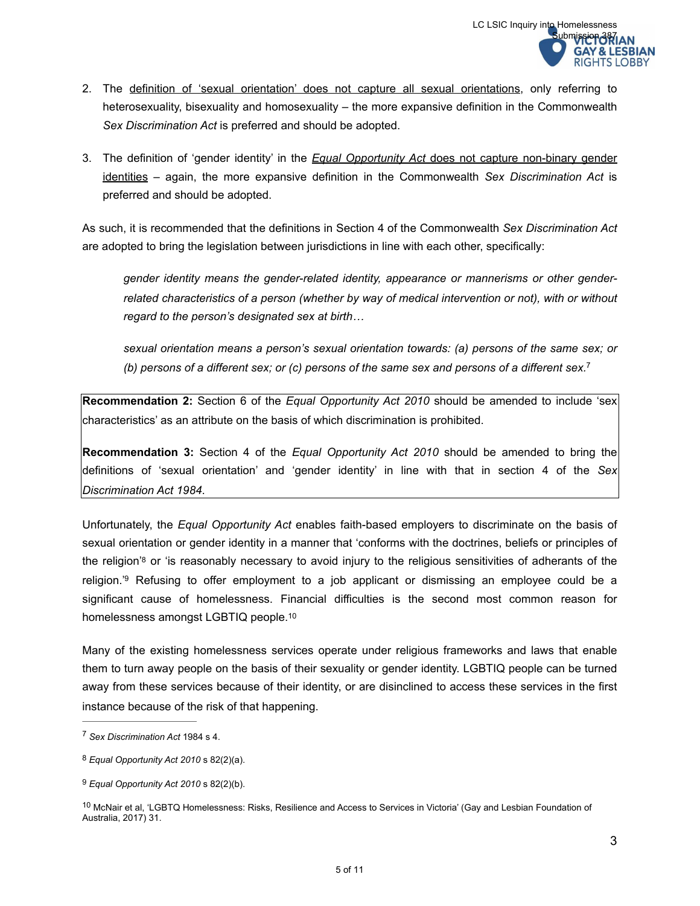2. The definition of 'sexual orientation' does not capture all sexual orientations, only referring to heterosexuality, bisexuality and homosexuality – the more expansive definition in the Commonwealth *Sex Discrimination Act* is preferred and should be adopted.

3. The definition of 'gender identity' in the *Equal Opportunity Act* does not capture non-binary gender identities – again, the more expansive definition in the Commonwealth *Sex Discrimination Act* is preferred and should be adopted.

As such, it is recommended that the definitions in Section 4 of the Commonwealth *Sex Discrimination Act* are adopted to bring the legislation between jurisdictions in line with each other, specifically:

> *gender identity means the gender-related identity, appearance or mannerisms or other gender-related characteristics of a person (whether by way of medical intervention or not), with or without regard to the person's designated sex at birth…*
>
> *sexual orientation means a person's sexual orientation towards: (a) persons of the same sex; or (b) persons of a different sex; or (c) persons of the same sex and persons of a different sex.*[7]

**Recommendation 2:** Section 6 of the *Equal Opportunity Act 2010* should be amended to include 'sex characteristics' as an attribute on the basis of which discrimination is prohibited.

**Recommendation 3:** Section 4 of the *Equal Opportunity Act 2010* should be amended to bring the definitions of 'sexual orientation' and 'gender identity' in line with that in section 4 of the *Sex Discrimination Act 1984*.

Unfortunately, the *Equal Opportunity Act* enables faith-based employers to discriminate on the basis of sexual orientation or gender identity in a manner that 'conforms with the doctrines, beliefs or principles of the religion'[8] or 'is reasonably necessary to avoid injury to the religious sensitivities of adherents of the religion.'[9] Refusing to offer employment to a job applicant or dismissing an employee could be a significant cause of homelessness. Financial difficulties is the second most common reason for homelessness amongst LGBTIQ people.[10]

Many of the existing homelessness services operate under religious frameworks and laws that enable them to turn away people on the basis of their sexuality or gender identity. LGBTIQ people can be turned away from these services because of their identity, or are disinclined to access these services in the first instance because of the risk of that happening.

---

[7] *Sex Discrimination Act* 1984 s 4.

[8] *Equal Opportunity Act 2010* s 82(2)(a).

[9] *Equal Opportunity Act 2010* s 82(2)(b).

[10] McNair et al, 'LGBTQ Homelessness: Risks, Resilience and Access to Services in Victoria' (Gay and Lesbian Foundation of Australia, 2017) 31.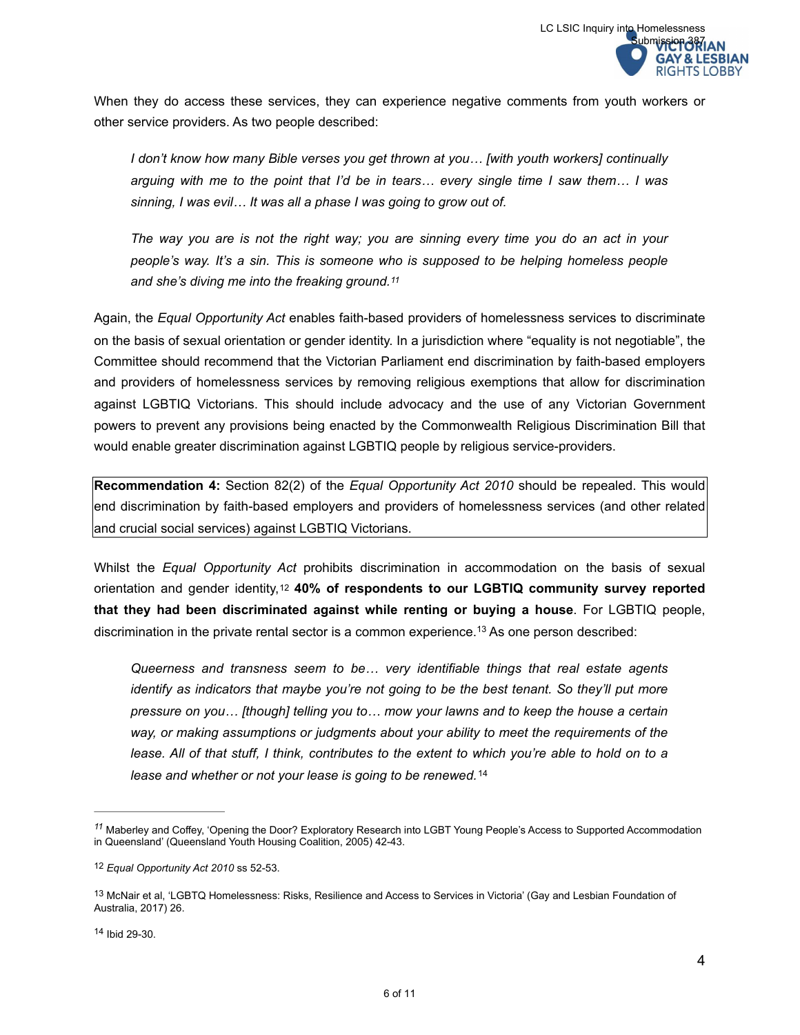When they do access these services, they can experience negative comments from youth workers or other service providers. As two people described:

> *I don't know how many Bible verses you get thrown at you… [with youth workers] continually arguing with me to the point that I'd be in tears… every single time I saw them… I was sinning, I was evil… It was all a phase I was going to grow out of.*
>
> *The way you are is not the right way; you are sinning every time you do an act in your people's way. It's a sin. This is someone who is supposed to be helping homeless people and she's diving me into the freaking ground.*[11]

Again, the *Equal Opportunity Act* enables faith-based providers of homelessness services to discriminate on the basis of sexual orientation or gender identity. In a jurisdiction where "equality is not negotiable", the Committee should recommend that the Victorian Parliament end discrimination by faith-based employers and providers of homelessness services by removing religious exemptions that allow for discrimination against LGBTIQ Victorians. This should include advocacy and the use of any Victorian Government powers to prevent any provisions being enacted by the Commonwealth Religious Discrimination Bill that would enable greater discrimination against LGBTIQ people by religious service-providers.

**Recommendation 4:** Section 82(2) of the *Equal Opportunity Act 2010* should be repealed. This would end discrimination by faith-based employers and providers of homelessness services (and other related and crucial social services) against LGBTIQ Victorians.

Whilst the *Equal Opportunity Act* prohibits discrimination in accommodation on the basis of sexual orientation and gender identity,[12] **40% of respondents to our LGBTIQ community survey reported that they had been discriminated against while renting or buying a house**. For LGBTIQ people, discrimination in the private rental sector is a common experience.[13] As one person described:

> *Queerness and transness seem to be… very identifiable things that real estate agents identify as indicators that maybe you're not going to be the best tenant. So they'll put more pressure on you… [though] telling you to… mow your lawns and to keep the house a certain way, or making assumptions or judgments about your ability to meet the requirements of the lease. All of that stuff, I think, contributes to the extent to which you're able to hold on to a lease and whether or not your lease is going to be renewed.*[14]

---

[11] Maberley and Coffey, 'Opening the Door? Exploratory Research into LGBT Young People's Access to Supported Accommodation in Queensland' (Queensland Youth Housing Coalition, 2005) 42-43.

[12] *Equal Opportunity Act 2010* ss 52-53.

[13] McNair et al, 'LGBTQ Homelessness: Risks, Resilience and Access to Services in Victoria' (Gay and Lesbian Foundation of Australia, 2017) 26.

[14] Ibid 29-30.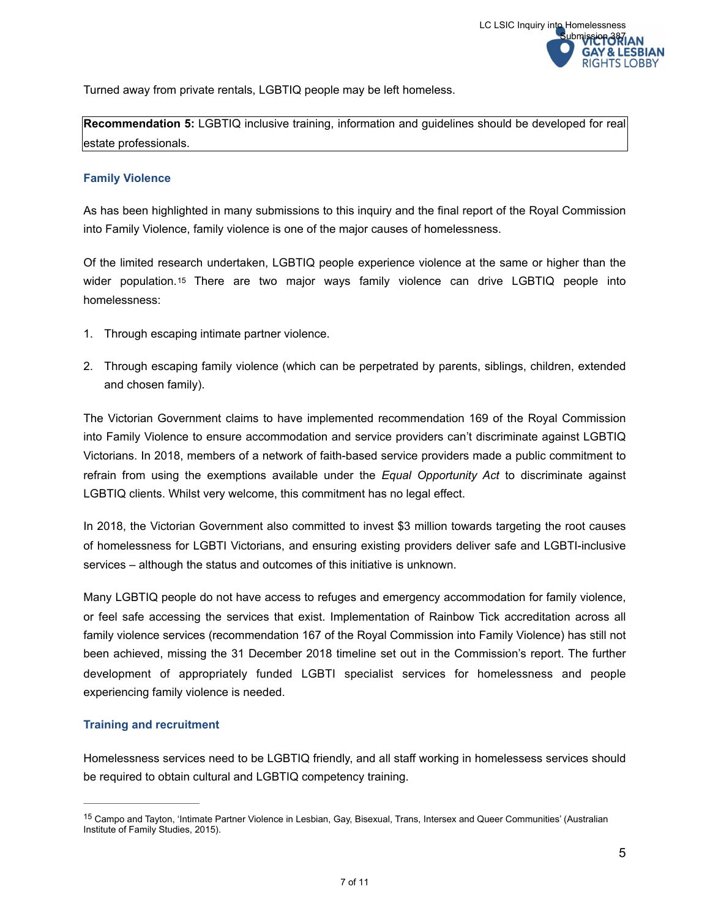Turned away from private rentals, LGBTIQ people may be left homeless.

**Recommendation 5:** LGBTIQ inclusive training, information and guidelines should be developed for real estate professionals.

### Family Violence

As has been highlighted in many submissions to this inquiry and the final report of the Royal Commission into Family Violence, family violence is one of the major causes of homelessness.

Of the limited research undertaken, LGBTIQ people experience violence at the same or higher than the wider population.[15] There are two major ways family violence can drive LGBTIQ people into homelessness:

1. Through escaping intimate partner violence.

2. Through escaping family violence (which can be perpetrated by parents, siblings, children, extended and chosen family).

The Victorian Government claims to have implemented recommendation 169 of the Royal Commission into Family Violence to ensure accommodation and service providers can't discriminate against LGBTIQ Victorians. In 2018, members of a network of faith-based service providers made a public commitment to refrain from using the exemptions available under the *Equal Opportunity Act* to discriminate against LGBTIQ clients. Whilst very welcome, this commitment has no legal effect.

In 2018, the Victorian Government also committed to invest $3 million towards targeting the root causes of homelessness for LGBTI Victorians, and ensuring existing providers deliver safe and LGBTI-inclusive services – although the status and outcomes of this initiative is unknown.

Many LGBTIQ people do not have access to refuges and emergency accommodation for family violence, or feel safe accessing the services that exist. Implementation of Rainbow Tick accreditation across all family violence services (recommendation 167 of the Royal Commission into Family Violence) has still not been achieved, missing the 31 December 2018 timeline set out in the Commission's report. The further development of appropriately funded LGBTI specialist services for homelessness and people experiencing family violence is needed.

### Training and recruitment

Homelessness services need to be LGBTIQ friendly, and all staff working in homelessess services should be required to obtain cultural and LGBTIQ competency training.

---

[15] Campo and Tayton, 'Intimate Partner Violence in Lesbian, Gay, Bisexual, Trans, Intersex and Queer Communities' (Australian Institute of Family Studies, 2015).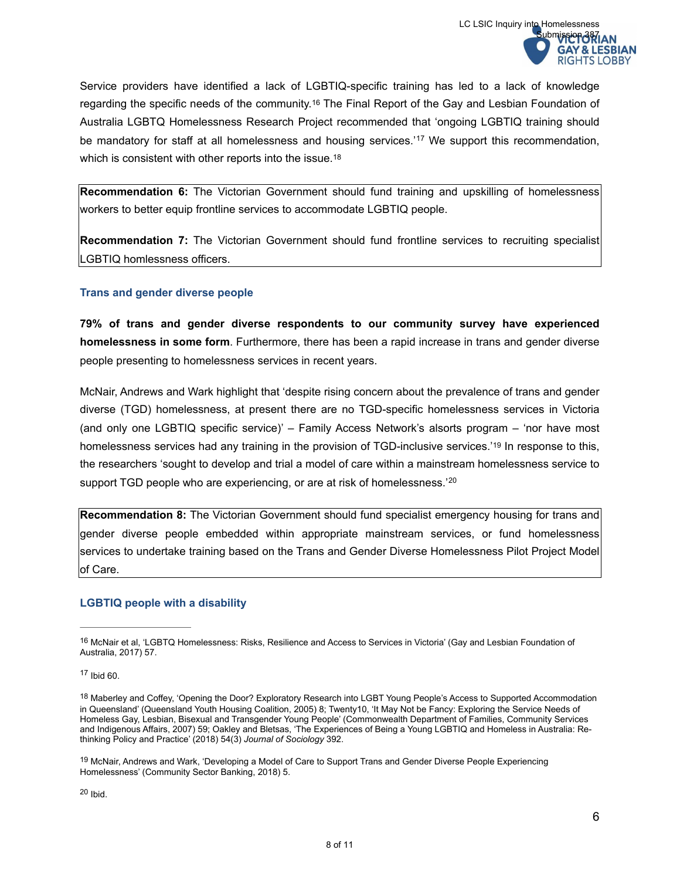Service providers have identified a lack of LGBTIQ-specific training has led to a lack of knowledge regarding the specific needs of the community.[16] The Final Report of the Gay and Lesbian Foundation of Australia LGBTQ Homelessness Research Project recommended that 'ongoing LGBTIQ training should be mandatory for staff at all homelessness and housing services.'[17] We support this recommendation, which is consistent with other reports into the issue.[18]

**Recommendation 6:** The Victorian Government should fund training and upskilling of homelessness workers to better equip frontline services to accommodate LGBTIQ people.

**Recommendation 7:** The Victorian Government should fund frontline services to recruiting specialist LGBTIQ homlessness officers.

### Trans and gender diverse people

**79% of trans and gender diverse respondents to our community survey have experienced homelessness in some form**. Furthermore, there has been a rapid increase in trans and gender diverse people presenting to homelessness services in recent years.

McNair, Andrews and Wark highlight that 'despite rising concern about the prevalence of trans and gender diverse (TGD) homelessness, at present there are no TGD-specific homelessness services in Victoria (and only one LGBTIQ specific service)' – Family Access Network's alsorts program – 'nor have most homelessness services had any training in the provision of TGD-inclusive services.'[19] In response to this, the researchers 'sought to develop and trial a model of care within a mainstream homelessness service to support TGD people who are experiencing, or are at risk of homelessness.'[20]

**Recommendation 8:** The Victorian Government should fund specialist emergency housing for trans and gender diverse people embedded within appropriate mainstream services, or fund homelessness services to undertake training based on the Trans and Gender Diverse Homelessness Pilot Project Model of Care.

### LGBTIQ people with a disability

---

[16] McNair et al, 'LGBTQ Homelessness: Risks, Resilience and Access to Services in Victoria' (Gay and Lesbian Foundation of Australia, 2017) 57.

[17] Ibid 60.

[18] Maberley and Coffey, 'Opening the Door? Exploratory Research into LGBT Young People's Access to Supported Accommodation in Queensland' (Queensland Youth Housing Coalition, 2005) 8; Twenty10, 'It May Not be Fancy: Exploring the Service Needs of Homeless Gay, Lesbian, Bisexual and Transgender Young People' (Commonwealth Department of Families, Community Services and Indigenous Affairs, 2007) 59; Oakley and Bletsas, 'The Experiences of Being a Young LGBTIQ and Homeless in Australia: Re-thinking Policy and Practice' (2018) 54(3) *Journal of Sociology* 392.

[19] McNair, Andrews and Wark, 'Developing a Model of Care to Support Trans and Gender Diverse People Experiencing Homelessness' (Community Sector Banking, 2018) 5.

[20] Ibid.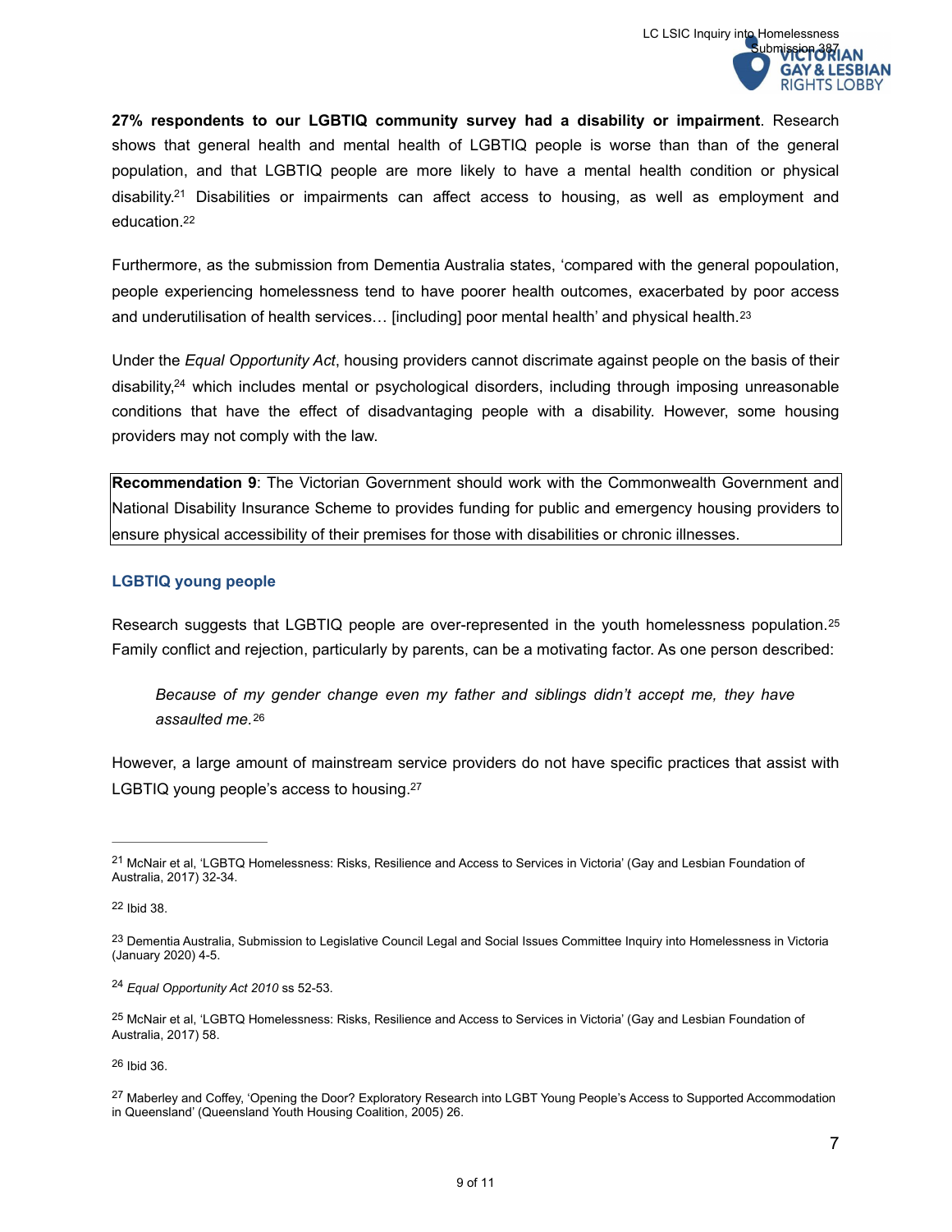**27% respondents to our LGBTIQ community survey had a disability or impairment**. Research shows that general health and mental health of LGBTIQ people is worse than than of the general population, and that LGBTIQ people are more likely to have a mental health condition or physical disability.[21] Disabilities or impairments can affect access to housing, as well as employment and education.[22]

Furthermore, as the submission from Dementia Australia states, 'compared with the general popoulation, people experiencing homelessness tend to have poorer health outcomes, exacerbated by poor access and underutilisation of health services… [including] poor mental health' and physical health.[23]

Under the *Equal Opportunity Act*, housing providers cannot discrimate against people on the basis of their disability,[24] which includes mental or psychological disorders, including through imposing unreasonable conditions that have the effect of disadvantaging people with a disability. However, some housing providers may not comply with the law.

> **Recommendation 9**: The Victorian Government should work with the Commonwealth Government and National Disability Insurance Scheme to provides funding for public and emergency housing providers to ensure physical accessibility of their premises for those with disabilities or chronic illnesses.

### LGBTIQ young people

Research suggests that LGBTIQ people are over-represented in the youth homelessness population.[25] Family conflict and rejection, particularly by parents, can be a motivating factor. As one person described:

> *Because of my gender change even my father and siblings didn't accept me, they have assaulted me.*[26]

However, a large amount of mainstream service providers do not have specific practices that assist with LGBTIQ young people's access to housing.[27]

---

[21] McNair et al, 'LGBTQ Homelessness: Risks, Resilience and Access to Services in Victoria' (Gay and Lesbian Foundation of Australia, 2017) 32-34.

[22] Ibid 38.

[23] Dementia Australia, Submission to Legislative Council Legal and Social Issues Committee Inquiry into Homelessness in Victoria (January 2020) 4-5.

[24] *Equal Opportunity Act 2010* ss 52-53.

[25] McNair et al, 'LGBTQ Homelessness: Risks, Resilience and Access to Services in Victoria' (Gay and Lesbian Foundation of Australia, 2017) 58.

[26] Ibid 36.

[27] Maberley and Coffey, 'Opening the Door? Exploratory Research into LGBT Young People's Access to Supported Accommodation in Queensland' (Queensland Youth Housing Coalition, 2005) 26.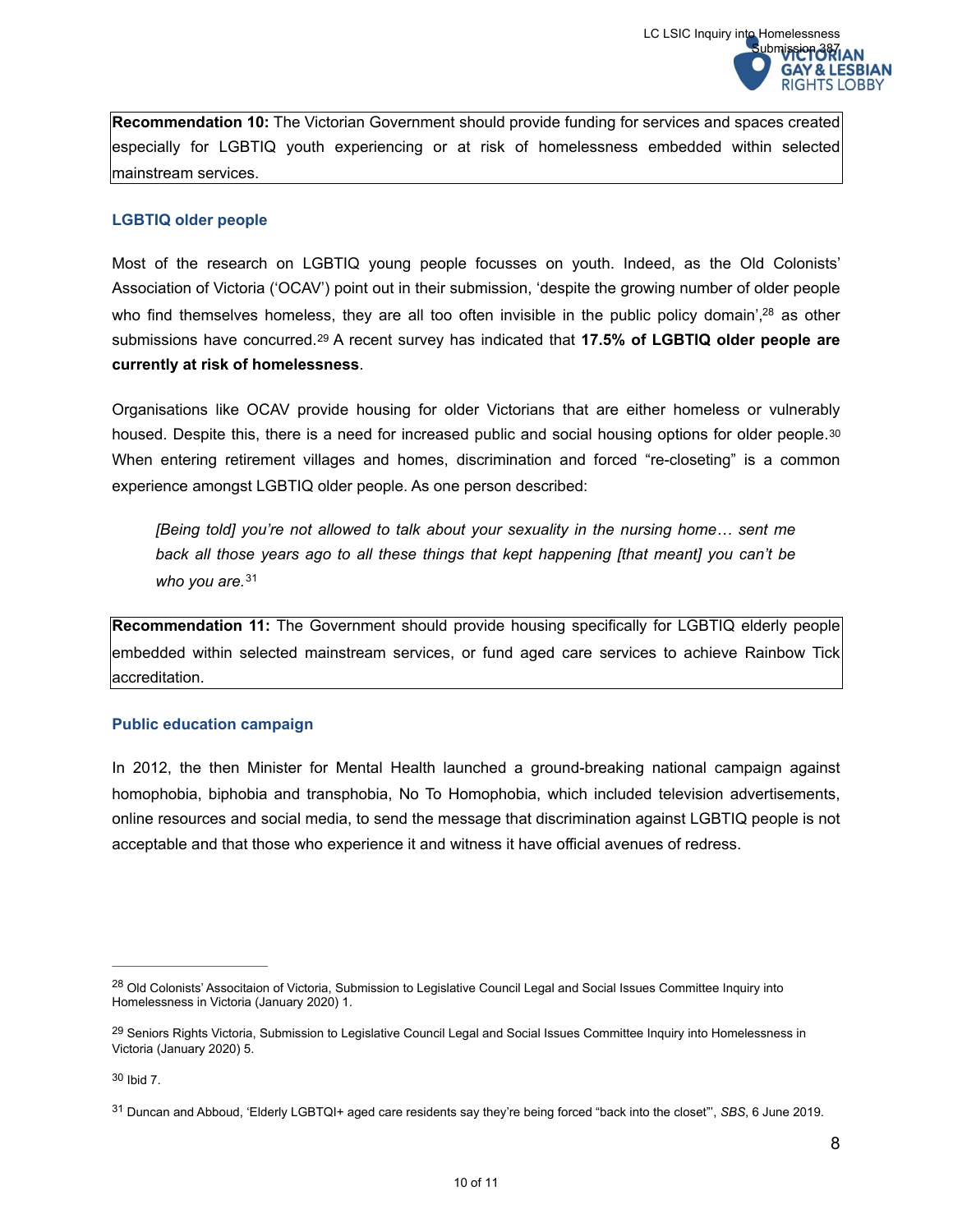**Recommendation 10:** The Victorian Government should provide funding for services and spaces created especially for LGBTIQ youth experiencing or at risk of homelessness embedded within selected mainstream services.

### LGBTIQ older people

Most of the research on LGBTIQ young people focusses on youth. Indeed, as the Old Colonists' Association of Victoria ('OCAV') point out in their submission, 'despite the growing number of older people who find themselves homeless, they are all too often invisible in the public policy domain',[28] as other submissions have concurred.[29] A recent survey has indicated that **17.5% of LGBTIQ older people are currently at risk of homelessness**.

Organisations like OCAV provide housing for older Victorians that are either homeless or vulnerably housed. Despite this, there is a need for increased public and social housing options for older people.[30] When entering retirement villages and homes, discrimination and forced "re-closeting" is a common experience amongst LGBTIQ older people. As one person described:

> *[Being told] you're not allowed to talk about your sexuality in the nursing home… sent me back all those years ago to all these things that kept happening [that meant] you can't be who you are.*[31]

**Recommendation 11:** The Government should provide housing specifically for LGBTIQ elderly people embedded within selected mainstream services, or fund aged care services to achieve Rainbow Tick accreditation.

### Public education campaign

In 2012, the then Minister for Mental Health launched a ground-breaking national campaign against homophobia, biphobia and transphobia, No To Homophobia, which included television advertisements, online resources and social media, to send the message that discrimination against LGBTIQ people is not acceptable and that those who experience it and witness it have official avenues of redress.

---

[28] Old Colonists' Associtaion of Victoria, Submission to Legislative Council Legal and Social Issues Committee Inquiry into Homelessness in Victoria (January 2020) 1.

[29] Seniors Rights Victoria, Submission to Legislative Council Legal and Social Issues Committee Inquiry into Homelessness in Victoria (January 2020) 5.

[30] Ibid 7.

[31] Duncan and Abboud, 'Elderly LGBTQI+ aged care residents say they're being forced "back into the closet"', *SBS*, 6 June 2019.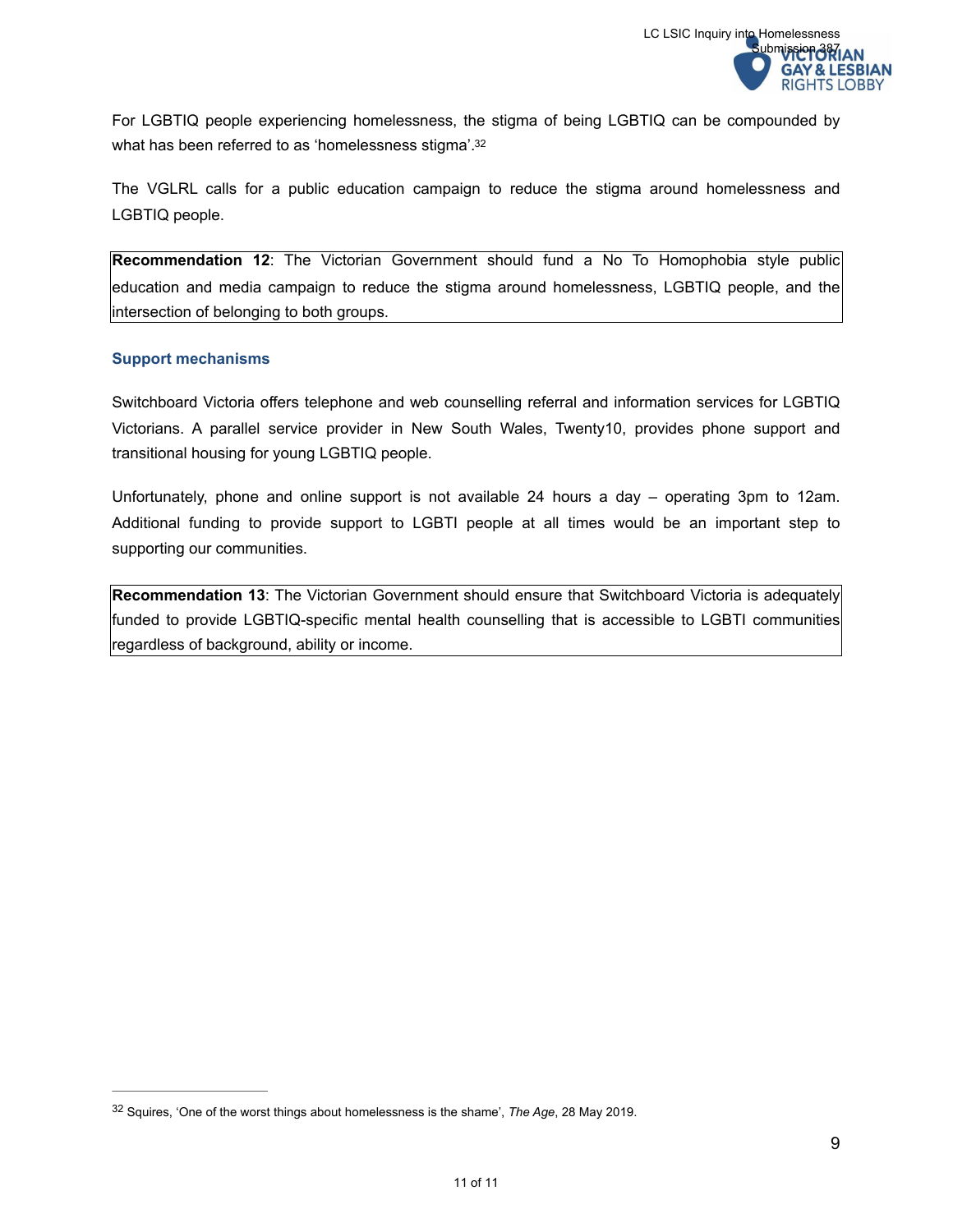For LGBTIQ people experiencing homelessness, the stigma of being LGBTIQ can be compounded by what has been referred to as 'homelessness stigma'.[32]

The VGLRL calls for a public education campaign to reduce the stigma around homelessness and LGBTIQ people.

**Recommendation 12**: The Victorian Government should fund a No To Homophobia style public education and media campaign to reduce the stigma around homelessness, LGBTIQ people, and the intersection of belonging to both groups.

### Support mechanisms

Switchboard Victoria offers telephone and web counselling referral and information services for LGBTIQ Victorians. A parallel service provider in New South Wales, Twenty10, provides phone support and transitional housing for young LGBTIQ people.

Unfortunately, phone and online support is not available 24 hours a day – operating 3pm to 12am. Additional funding to provide support to LGBTI people at all times would be an important step to supporting our communities.

**Recommendation 13**: The Victorian Government should ensure that Switchboard Victoria is adequately funded to provide LGBTIQ-specific mental health counselling that is accessible to LGBTI communities regardless of background, ability or income.

---

[32] Squires, 'One of the worst things about homelessness is the shame', *The Age*, 28 May 2019.